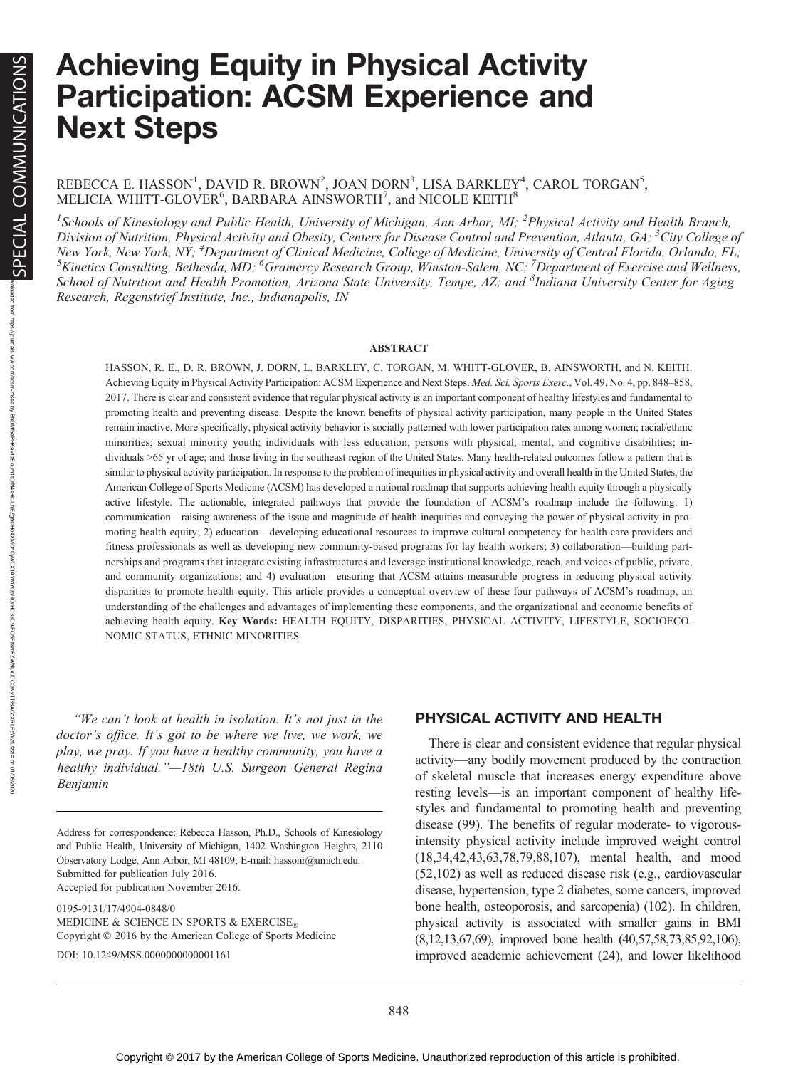# Achieving Equity in Physical Activity Participation: ACSM Experience and Next Steps

REBECCA E. HASSON[1], DAVID R. BROWN[2], JOAN DORN[3], LISA BARKLEY[4], CAROL TORGAN[5], MELICIA WHITT-GLOVER[6], BARBARA AINSWORTH[7], and NICOLE KEITH[8]

[1]*Schools of Kinesiology and Public Health, University of Michigan, Ann Arbor, MI;* [2]*Physical Activity and Health Branch, Division of Nutrition, Physical Activity and Obesity, Centers for Disease Control and Prevention, Atlanta, GA;* [3]*City College of New York, New York, NY;* [4]*Department of Clinical Medicine, College of Medicine, University of Central Florida, Orlando, FL;* [5]*Kinetics Consulting, Bethesda, MD;* [6]*Gramercy Research Group, Winston-Salem, NC;* [7]*Department of Exercise and Wellness, School of Nutrition and Health Promotion, Arizona State University, Tempe, AZ; and* [8]*Indiana University Center for Aging Research, Regenstrief Institute, Inc., Indianapolis, IN*

## ABSTRACT

HASSON, R. E., D. R. BROWN, J. DORN, L. BARKLEY, C. TORGAN, M. WHITT-GLOVER, B. AINSWORTH, and N. KEITH. Achieving Equity in Physical Activity Participation: ACSM Experience and Next Steps. *Med. Sci. Sports Exerc.*, Vol. 49, No. 4, pp. 848–858, 2017. There is clear and consistent evidence that regular physical activity is an important component of healthy lifestyles and fundamental to promoting health and preventing disease. Despite the known benefits of physical activity participation, many people in the United States remain inactive. More specifically, physical activity behavior is socially patterned with lower participation rates among women; racial/ethnic minorities; sexual minority youth; individuals with less education; persons with physical, mental, and cognitive disabilities; individuals >65 yr of age; and those living in the southeast region of the United States. Many health-related outcomes follow a pattern that is similar to physical activity participation. In response to the problem of inequities in physical activity and overall health in the United States, the American College of Sports Medicine (ACSM) has developed a national roadmap that supports achieving health equity through a physically active lifestyle. The actionable, integrated pathways that provide the foundation of ACSM's roadmap include the following: 1) communication—raising awareness of the issue and magnitude of health inequities and conveying the power of physical activity in promoting health equity; 2) education—developing educational resources to improve cultural competency for health care providers and fitness professionals as well as developing new community-based programs for lay health workers; 3) collaboration—building partnerships and programs that integrate existing infrastructures and leverage institutional knowledge, reach, and voices of public, private, and community organizations; and 4) evaluation—ensuring that ACSM attains measurable progress in reducing physical activity disparities to promote health equity. This article provides a conceptual overview of these four pathways of ACSM's roadmap, an understanding of the challenges and advantages of implementing these components, and the organizational and economic benefits of achieving health equity. **Key Words:** HEALTH EQUITY, DISPARITIES, PHYSICAL ACTIVITY, LIFESTYLE, SOCIOECONOMIC STATUS, ETHNIC MINORITIES

*"We can't look at health in isolation. It's not just in the doctor's office. It's got to be where we live, we work, we play, we pray. If you have a healthy community, you have a healthy individual."—18th U.S. Surgeon General Regina Benjamin*

Address for correspondence: Rebecca Hasson, Ph.D., Schools of Kinesiology and Public Health, University of Michigan, 1402 Washington Heights, 2110 Observatory Lodge, Ann Arbor, MI 48109; E-mail: hassonr@umich.edu.
Submitted for publication July 2016.
Accepted for publication November 2016.

0195-9131/17/4904-0848/0
MEDICINE & SCIENCE IN SPORTS & EXERCISE®
Copyright © 2016 by the American College of Sports Medicine
DOI: 10.1249/MSS.0000000000001161

## PHYSICAL ACTIVITY AND HEALTH

There is clear and consistent evidence that regular physical activity—any bodily movement produced by the contraction of skeletal muscle that increases energy expenditure above resting levels—is an important component of healthy lifestyles and fundamental to promoting health and preventing disease (99). The benefits of regular moderate- to vigorous-intensity physical activity include improved weight control (18,34,42,43,63,78,79,88,107), mental health, and mood (52,102) as well as reduced disease risk (e.g., cardiovascular disease, hypertension, type 2 diabetes, some cancers, improved bone health, osteoporosis, and sarcopenia) (102). In children, physical activity is associated with smaller gains in BMI (8,12,13,67,69), improved bone health (40,57,58,73,85,92,106), improved academic achievement (24), and lower likelihood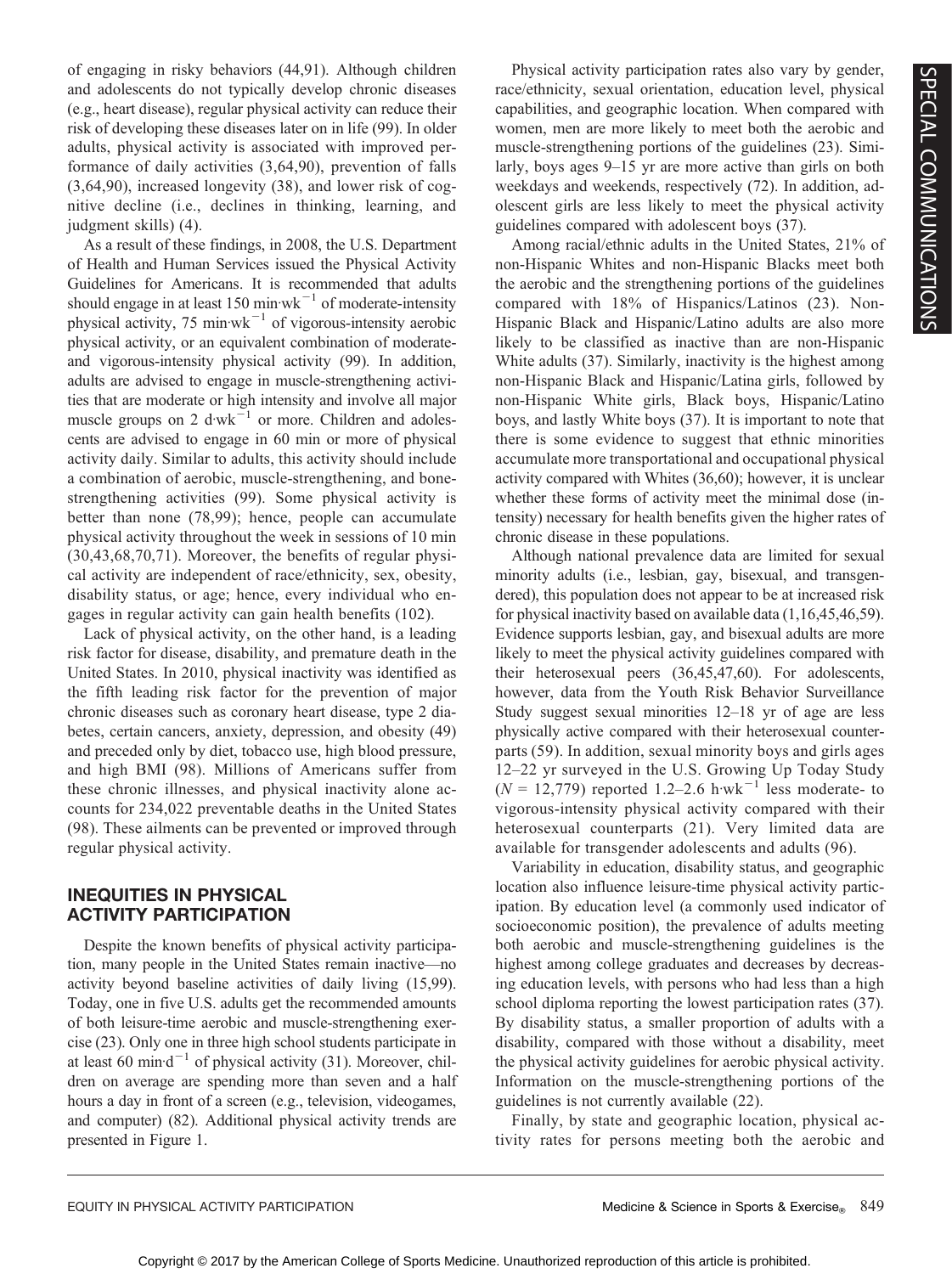of engaging in risky behaviors (44,91). Although children and adolescents do not typically develop chronic diseases (e.g., heart disease), regular physical activity can reduce their risk of developing these diseases later on in life (99). In older adults, physical activity is associated with improved performance of daily activities (3,64,90), prevention of falls (3,64,90), increased longevity (38), and lower risk of cognitive decline (i.e., declines in thinking, learning, and judgment skills) (4).

As a result of these findings, in 2008, the U.S. Department of Health and Human Services issued the Physical Activity Guidelines for Americans. It is recommended that adults should engage in at least 150 $\text{min}\cdot\text{wk}^{-1}$ of moderate-intensity physical activity, 75 $\text{min}\cdot\text{wk}^{-1}$ of vigorous-intensity aerobic physical activity, or an equivalent combination of moderate- and vigorous-intensity physical activity (99). In addition, adults are advised to engage in muscle-strengthening activities that are moderate or high intensity and involve all major muscle groups on 2 $\text{d}\cdot\text{wk}^{-1}$ or more. Children and adolescents are advised to engage in 60 min or more of physical activity daily. Similar to adults, this activity should include a combination of aerobic, muscle-strengthening, and bone-strengthening activities (99). Some physical activity is better than none (78,99); hence, people can accumulate physical activity throughout the week in sessions of 10 min (30,43,68,70,71). Moreover, the benefits of regular physical activity are independent of race/ethnicity, sex, obesity, disability status, or age; hence, every individual who engages in regular activity can gain health benefits (102).

Lack of physical activity, on the other hand, is a leading risk factor for disease, disability, and premature death in the United States. In 2010, physical inactivity was identified as the fifth leading risk factor for the prevention of major chronic diseases such as coronary heart disease, type 2 diabetes, certain cancers, anxiety, depression, and obesity (49) and preceded only by diet, tobacco use, high blood pressure, and high BMI (98). Millions of Americans suffer from these chronic illnesses, and physical inactivity alone accounts for 234,022 preventable deaths in the United States (98). These ailments can be prevented or improved through regular physical activity.

## INEQUITIES IN PHYSICAL ACTIVITY PARTICIPATION

Despite the known benefits of physical activity participation, many people in the United States remain inactive—no activity beyond baseline activities of daily living (15,99). Today, one in five U.S. adults get the recommended amounts of both leisure-time aerobic and muscle-strengthening exercise (23). Only one in three high school students participate in at least 60 $\text{min}\cdot\text{d}^{-1}$ of physical activity (31). Moreover, children on average are spending more than seven and a half hours a day in front of a screen (e.g., television, videogames, and computer) (82). Additional physical activity trends are presented in Figure 1.

Physical activity participation rates also vary by gender, race/ethnicity, sexual orientation, education level, physical capabilities, and geographic location. When compared with women, men are more likely to meet both the aerobic and muscle-strengthening portions of the guidelines (23). Similarly, boys ages 9–15 yr are more active than girls on both weekdays and weekends, respectively (72). In addition, adolescent girls are less likely to meet the physical activity guidelines compared with adolescent boys (37).

Among racial/ethnic adults in the United States, 21% of non-Hispanic Whites and non-Hispanic Blacks meet both the aerobic and the strengthening portions of the guidelines compared with 18% of Hispanics/Latinos (23). Non-Hispanic Black and Hispanic/Latino adults are also more likely to be classified as inactive than are non-Hispanic White adults (37). Similarly, inactivity is the highest among non-Hispanic Black and Hispanic/Latina girls, followed by non-Hispanic White girls, Black boys, Hispanic/Latino boys, and lastly White boys (37). It is important to note that there is some evidence to suggest that ethnic minorities accumulate more transportational and occupational physical activity compared with Whites (36,60); however, it is unclear whether these forms of activity meet the minimal dose (intensity) necessary for health benefits given the higher rates of chronic disease in these populations.

Although national prevalence data are limited for sexual minority adults (i.e., lesbian, gay, bisexual, and transgendered), this population does not appear to be at increased risk for physical inactivity based on available data (1,16,45,46,59). Evidence supports lesbian, gay, and bisexual adults are more likely to meet the physical activity guidelines compared with their heterosexual peers (36,45,47,60). For adolescents, however, data from the Youth Risk Behavior Surveillance Study suggest sexual minorities 12–18 yr of age are less physically active compared with their heterosexual counterparts (59). In addition, sexual minority boys and girls ages 12–22 yr surveyed in the U.S. Growing Up Today Study ($N$ = 12,779) reported 1.2–2.6 $\text{h}\cdot\text{wk}^{-1}$ less moderate- to vigorous-intensity physical activity compared with their heterosexual counterparts (21). Very limited data are available for transgender adolescents and adults (96).

Variability in education, disability status, and geographic location also influence leisure-time physical activity participation. By education level (a commonly used indicator of socioeconomic position), the prevalence of adults meeting both aerobic and muscle-strengthening guidelines is the highest among college graduates and decreases by decreasing education levels, with persons who had less than a high school diploma reporting the lowest participation rates (37). By disability status, a smaller proportion of adults with a disability, compared with those without a disability, meet the physical activity guidelines for aerobic physical activity. Information on the muscle-strengthening portions of the guidelines is not currently available (22).

Finally, by state and geographic location, physical activity rates for persons meeting both the aerobic and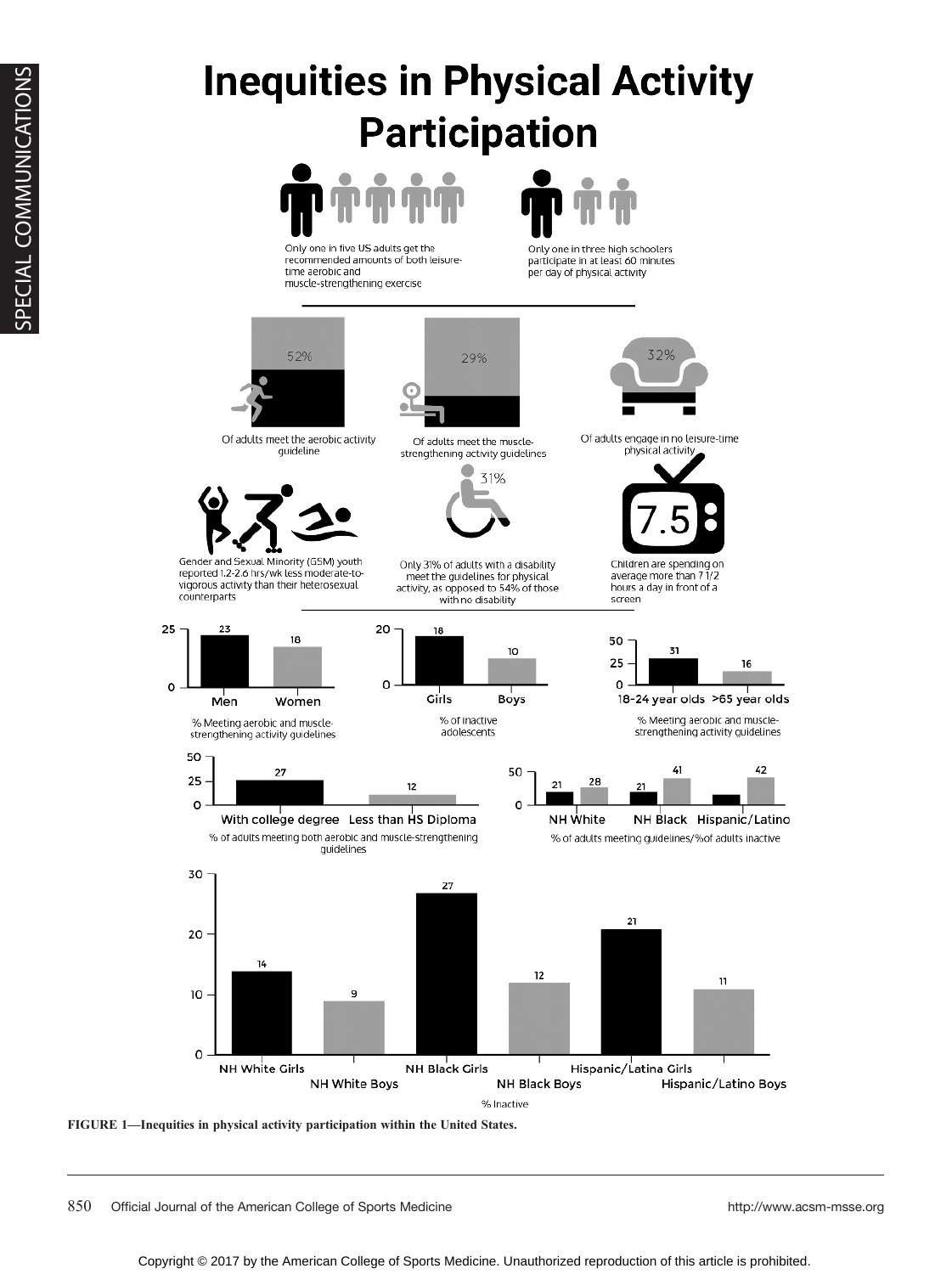# Inequities in Physical Activity Participation

Only one in five US adults get the recommended amounts of both leisure-time aerobic and muscle-strengthening exercise

Only one in three high schoolers participate in at least 60 minutes per day of physical activity

52% Of adults meet the aerobic activity guideline

29% Of adults meet the muscle-strengthening activity guidelines

32% Of adults engage in no leisure-time physical activity

Gender and Sexual Minority (GSM) youth reported 1.2-2.6 hrs/wk less moderate-to-vigorous activity than their heterosexual counterparts

31% Only 31% of adults with a disability meet the guidelines for physical activity, as opposed to 54% of those with no disability

7.5 Children are spending on average more than 7 1/2 hours a day in front of a screen

% Meeting aerobic and muscle-strengthening activity guidelines

| Men | Women |
| --- | --- |
| 23 | 18 |

% of inactive adolescents

| Girls | Boys |
| --- | --- |
| 18 | 10 |

% Meeting aerobic and muscle-strengthening activity guidelines

| 18-24 year olds | >65 year olds |
| --- | --- |
| 31 | 16 |

% of adults meeting both aerobic and muscle-strengthening guidelines

| With college degree | Less than HS Diploma |
| --- | --- |
| 27 | 12 |

% of adults meeting guidelines/%of adults inactive

| | NH White | NH Black | Hispanic/Latino |
| --- | --- | --- | --- |
| % meeting guidelines | 21 | 21 | |
| % inactive | 28 | 41 | 42 |

% Inactive

| NH White Girls | NH White Boys | NH Black Girls | NH Black Boys | Hispanic/Latina Girls | Hispanic/Latino Boys |
| --- | --- | --- | --- | --- | --- |
| 14 | 9 | 27 | 12 | 21 | 11 |

**FIGURE 1—Inequities in physical activity participation within the United States.**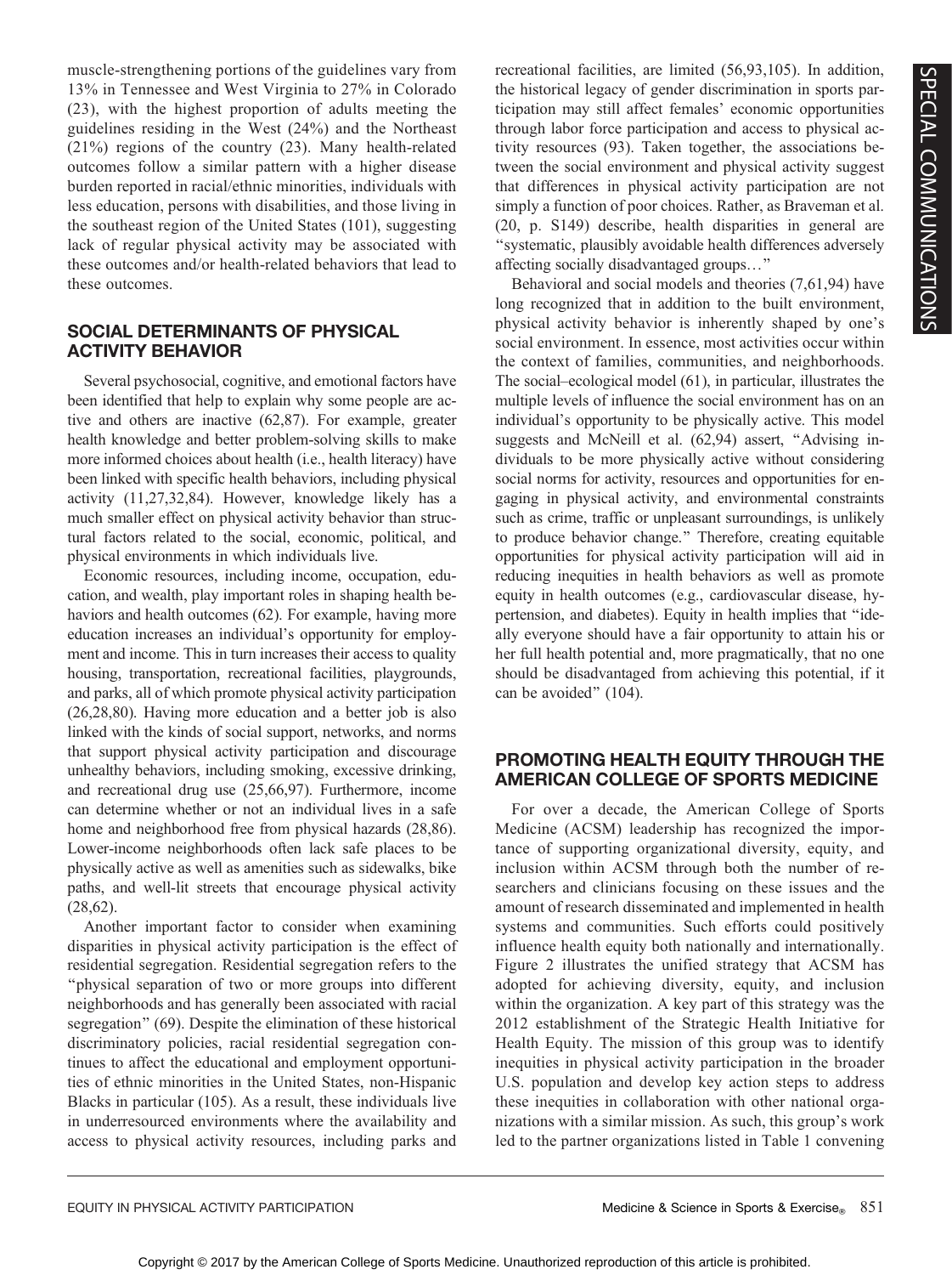muscle-strengthening portions of the guidelines vary from 13% in Tennessee and West Virginia to 27% in Colorado (23), with the highest proportion of adults meeting the guidelines residing in the West (24%) and the Northeast (21%) regions of the country (23). Many health-related outcomes follow a similar pattern with a higher disease burden reported in racial/ethnic minorities, individuals with less education, persons with disabilities, and those living in the southeast region of the United States (101), suggesting lack of regular physical activity may be associated with these outcomes and/or health-related behaviors that lead to these outcomes.

## SOCIAL DETERMINANTS OF PHYSICAL ACTIVITY BEHAVIOR

Several psychosocial, cognitive, and emotional factors have been identified that help to explain why some people are active and others are inactive (62,87). For example, greater health knowledge and better problem-solving skills to make more informed choices about health (i.e., health literacy) have been linked with specific health behaviors, including physical activity (11,27,32,84). However, knowledge likely has a much smaller effect on physical activity behavior than structural factors related to the social, economic, political, and physical environments in which individuals live.

Economic resources, including income, occupation, education, and wealth, play important roles in shaping health behaviors and health outcomes (62). For example, having more education increases an individual's opportunity for employment and income. This in turn increases their access to quality housing, transportation, recreational facilities, playgrounds, and parks, all of which promote physical activity participation (26,28,80). Having more education and a better job is also linked with the kinds of social support, networks, and norms that support physical activity participation and discourage unhealthy behaviors, including smoking, excessive drinking, and recreational drug use (25,66,97). Furthermore, income can determine whether or not an individual lives in a safe home and neighborhood free from physical hazards (28,86). Lower-income neighborhoods often lack safe places to be physically active as well as amenities such as sidewalks, bike paths, and well-lit streets that encourage physical activity (28,62).

Another important factor to consider when examining disparities in physical activity participation is the effect of residential segregation. Residential segregation refers to the "physical separation of two or more groups into different neighborhoods and has generally been associated with racial segregation" (69). Despite the elimination of these historical discriminatory policies, racial residential segregation continues to affect the educational and employment opportunities of ethnic minorities in the United States, non-Hispanic Blacks in particular (105). As a result, these individuals live in underresourced environments where the availability and access to physical activity resources, including parks and recreational facilities, are limited (56,93,105). In addition, the historical legacy of gender discrimination in sports participation may still affect females' economic opportunities through labor force participation and access to physical activity resources (93). Taken together, the associations between the social environment and physical activity suggest that differences in physical activity participation are not simply a function of poor choices. Rather, as Braveman et al. (20, p. S149) describe, health disparities in general are "systematic, plausibly avoidable health differences adversely affecting socially disadvantaged groups…"

Behavioral and social models and theories (7,61,94) have long recognized that in addition to the built environment, physical activity behavior is inherently shaped by one's social environment. In essence, most activities occur within the context of families, communities, and neighborhoods. The social–ecological model (61), in particular, illustrates the multiple levels of influence the social environment has on an individual's opportunity to be physically active. This model suggests and McNeill et al. (62,94) assert, "Advising individuals to be more physically active without considering social norms for activity, resources and opportunities for engaging in physical activity, and environmental constraints such as crime, traffic or unpleasant surroundings, is unlikely to produce behavior change." Therefore, creating equitable opportunities for physical activity participation will aid in reducing inequities in health behaviors as well as promote equity in health outcomes (e.g., cardiovascular disease, hypertension, and diabetes). Equity in health implies that "ideally everyone should have a fair opportunity to attain his or her full health potential and, more pragmatically, that no one should be disadvantaged from achieving this potential, if it can be avoided" (104).

## PROMOTING HEALTH EQUITY THROUGH THE AMERICAN COLLEGE OF SPORTS MEDICINE

For over a decade, the American College of Sports Medicine (ACSM) leadership has recognized the importance of supporting organizational diversity, equity, and inclusion within ACSM through both the number of researchers and clinicians focusing on these issues and the amount of research disseminated and implemented in health systems and communities. Such efforts could positively influence health equity both nationally and internationally. Figure 2 illustrates the unified strategy that ACSM has adopted for achieving diversity, equity, and inclusion within the organization. A key part of this strategy was the 2012 establishment of the Strategic Health Initiative for Health Equity. The mission of this group was to identify inequities in physical activity participation in the broader U.S. population and develop key action steps to address these inequities in collaboration with other national organizations with a similar mission. As such, this group's work led to the partner organizations listed in Table 1 convening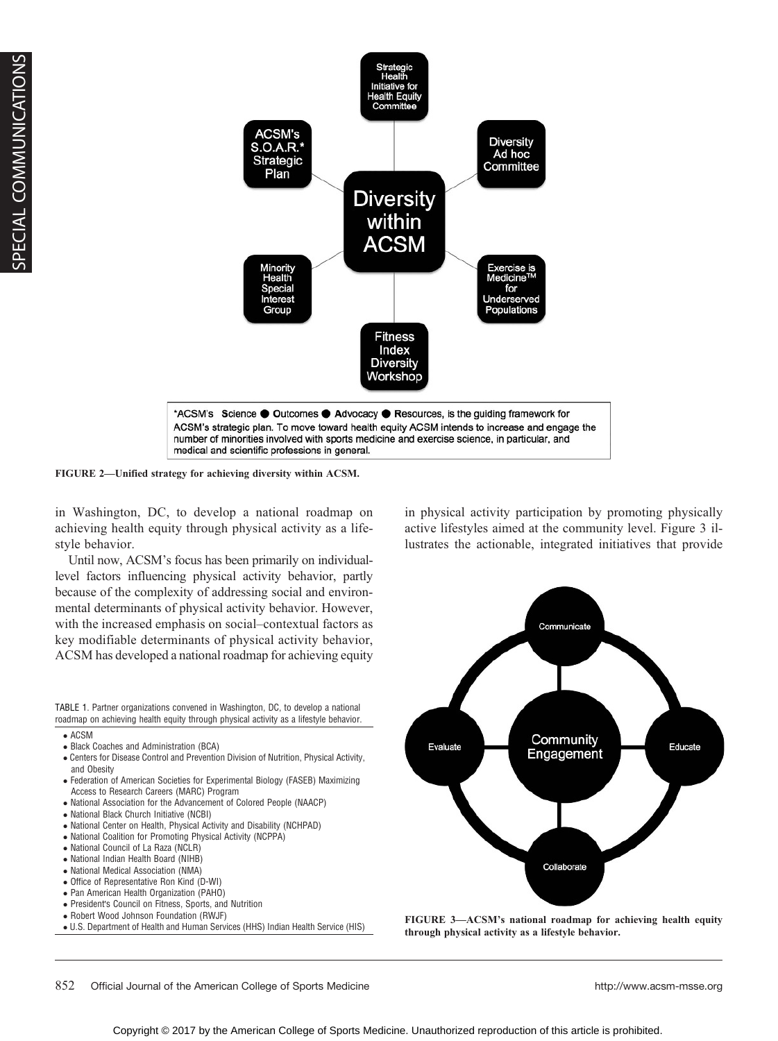Strategic Health Initiative for Health Equity Committee

ACSM's S.O.A.R.* Strategic Plan

Diversity Ad hoc Committee

Diversity within ACSM

Minority Health Special Interest Group

Exercise is Medicine™ for Underserved Populations

Fitness Index Diversity Workshop

*ACSM's Science ● Outcomes ● Advocacy ● Resources, is the guiding framework for ACSM's strategic plan. To move toward health equity ACSM intends to increase and engage the number of minorities involved with sports medicine and exercise science, in particular, and medical and scientific professions in general.

**FIGURE 2—Unified strategy for achieving diversity within ACSM.**

in Washington, DC, to develop a national roadmap on achieving health equity through physical activity as a lifestyle behavior.

Until now, ACSM's focus has been primarily on individual-level factors influencing physical activity behavior, partly because of the complexity of addressing social and environmental determinants of physical activity behavior. However, with the increased emphasis on social–contextual factors as key modifiable determinants of physical activity behavior, ACSM has developed a national roadmap for achieving equity in physical activity participation by promoting physically active lifestyles aimed at the community level. Figure 3 illustrates the actionable, integrated initiatives that provide

TABLE 1. Partner organizations convened in Washington, DC, to develop a national roadmap on achieving health equity through physical activity as a lifestyle behavior.

- ACSM
- Black Coaches and Administration (BCA)
- Centers for Disease Control and Prevention Division of Nutrition, Physical Activity, and Obesity
- Federation of American Societies for Experimental Biology (FASEB) Maximizing Access to Research Careers (MARC) Program
- National Association for the Advancement of Colored People (NAACP)
- National Black Church Initiative (NCBI)
- National Center on Health, Physical Activity and Disability (NCHPAD)
- National Coalition for Promoting Physical Activity (NCPPA)
- National Council of La Raza (NCLR)
- National Indian Health Board (NIHB)
- National Medical Association (NMA)
- Office of Representative Ron Kind (D-WI)
- Pan American Health Organization (PAHO)
- President's Council on Fitness, Sports, and Nutrition
- Robert Wood Johnson Foundation (RWJF)
- U.S. Department of Health and Human Services (HHS) Indian Health Service (HIS)

Communicate

Evaluate

Community Engagement

Educate

Collaborate

**FIGURE 3—ACSM's national roadmap for achieving health equity through physical activity as a lifestyle behavior.**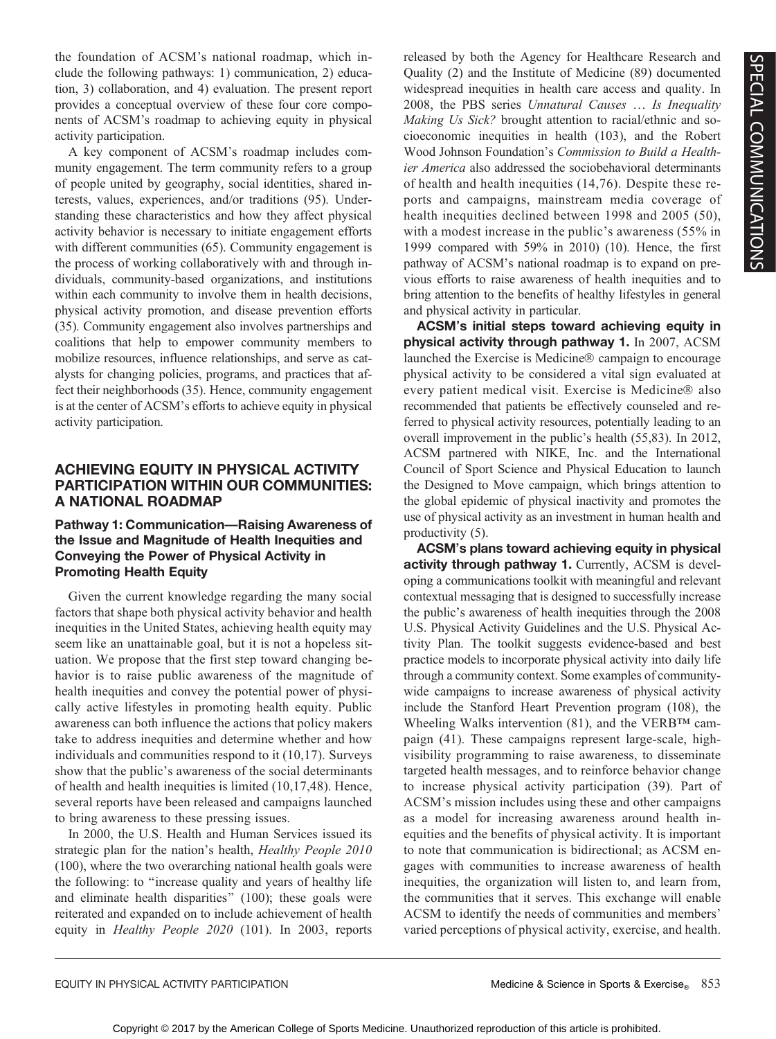the foundation of ACSM's national roadmap, which include the following pathways: 1) communication, 2) education, 3) collaboration, and 4) evaluation. The present report provides a conceptual overview of these four core components of ACSM's roadmap to achieving equity in physical activity participation.

A key component of ACSM's roadmap includes community engagement. The term community refers to a group of people united by geography, social identities, shared interests, values, experiences, and/or traditions (95). Understanding these characteristics and how they affect physical activity behavior is necessary to initiate engagement efforts with different communities (65). Community engagement is the process of working collaboratively with and through individuals, community-based organizations, and institutions within each community to involve them in health decisions, physical activity promotion, and disease prevention efforts (35). Community engagement also involves partnerships and coalitions that help to empower community members to mobilize resources, influence relationships, and serve as catalysts for changing policies, programs, and practices that affect their neighborhoods (35). Hence, community engagement is at the center of ACSM's efforts to achieve equity in physical activity participation.

## ACHIEVING EQUITY IN PHYSICAL ACTIVITY PARTICIPATION WITHIN OUR COMMUNITIES: A NATIONAL ROADMAP

### Pathway 1: Communication—Raising Awareness of the Issue and Magnitude of Health Inequities and Conveying the Power of Physical Activity in Promoting Health Equity

Given the current knowledge regarding the many social factors that shape both physical activity behavior and health inequities in the United States, achieving health equity may seem like an unattainable goal, but it is not a hopeless situation. We propose that the first step toward changing behavior is to raise public awareness of the magnitude of health inequities and convey the potential power of physically active lifestyles in promoting health equity. Public awareness can both influence the actions that policy makers take to address inequities and determine whether and how individuals and communities respond to it (10,17). Surveys show that the public's awareness of the social determinants of health and health inequities is limited (10,17,48). Hence, several reports have been released and campaigns launched to bring awareness to these pressing issues.

In 2000, the U.S. Health and Human Services issued its strategic plan for the nation's health, *Healthy People 2010* (100), where the two overarching national health goals were the following: to "increase quality and years of healthy life and eliminate health disparities" (100); these goals were reiterated and expanded on to include achievement of health equity in *Healthy People 2020* (101). In 2003, reports released by both the Agency for Healthcare Research and Quality (2) and the Institute of Medicine (89) documented widespread inequities in health care access and quality. In 2008, the PBS series *Unnatural Causes … Is Inequality Making Us Sick?* brought attention to racial/ethnic and socioeconomic inequities in health (103), and the Robert Wood Johnson Foundation's *Commission to Build a Healthier America* also addressed the sociobehavioral determinants of health and health inequities (14,76). Despite these reports and campaigns, mainstream media coverage of health inequities declined between 1998 and 2005 (50), with a modest increase in the public's awareness (55% in 1999 compared with 59% in 2010) (10). Hence, the first pathway of ACSM's national roadmap is to expand on previous efforts to raise awareness of health inequities and to bring attention to the benefits of healthy lifestyles in general and physical activity in particular.

**ACSM's initial steps toward achieving equity in physical activity through pathway 1.** In 2007, ACSM launched the Exercise is Medicine® campaign to encourage physical activity to be considered a vital sign evaluated at every patient medical visit. Exercise is Medicine® also recommended that patients be effectively counseled and referred to physical activity resources, potentially leading to an overall improvement in the public's health (55,83). In 2012, ACSM partnered with NIKE, Inc. and the International Council of Sport Science and Physical Education to launch the Designed to Move campaign, which brings attention to the global epidemic of physical inactivity and promotes the use of physical activity as an investment in human health and productivity (5).

**ACSM's plans toward achieving equity in physical activity through pathway 1.** Currently, ACSM is developing a communications toolkit with meaningful and relevant contextual messaging that is designed to successfully increase the public's awareness of health inequities through the 2008 U.S. Physical Activity Guidelines and the U.S. Physical Activity Plan. The toolkit suggests evidence-based and best practice models to incorporate physical activity into daily life through a community context. Some examples of community-wide campaigns to increase awareness of physical activity include the Stanford Heart Prevention program (108), the Wheeling Walks intervention (81), and the VERB™ campaign (41). These campaigns represent large-scale, high-visibility programming to raise awareness, to disseminate targeted health messages, and to reinforce behavior change to increase physical activity participation (39). Part of ACSM's mission includes using these and other campaigns as a model for increasing awareness around health inequities and the benefits of physical activity. It is important to note that communication is bidirectional; as ACSM engages with communities to increase awareness of health inequities, the organization will listen to, and learn from, the communities that it serves. This exchange will enable ACSM to identify the needs of communities and members' varied perceptions of physical activity, exercise, and health.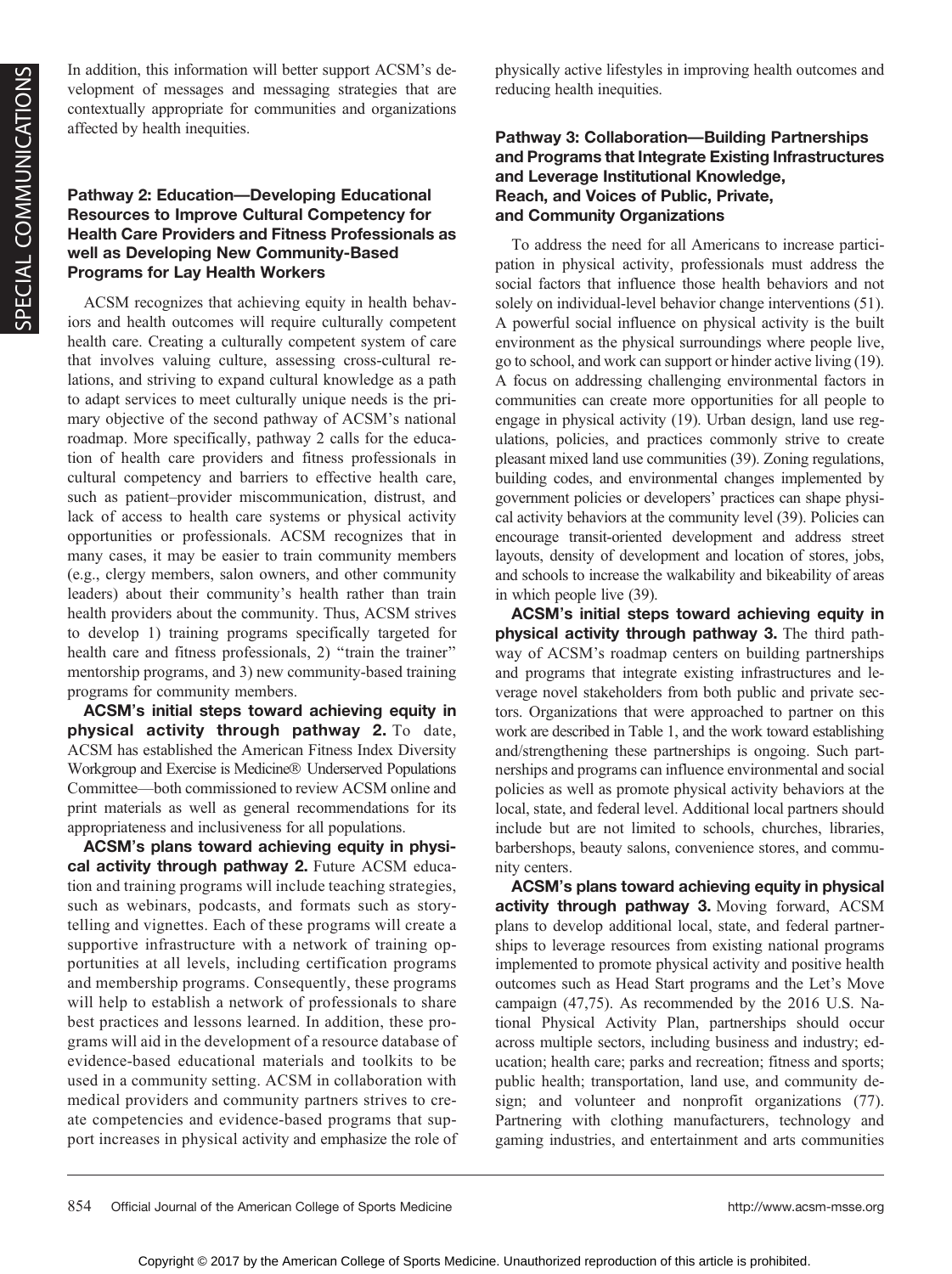In addition, this information will better support ACSM's development of messages and messaging strategies that are contextually appropriate for communities and organizations affected by health inequities.

### Pathway 2: Education—Developing Educational Resources to Improve Cultural Competency for Health Care Providers and Fitness Professionals as well as Developing New Community-Based Programs for Lay Health Workers

ACSM recognizes that achieving equity in health behaviors and health outcomes will require culturally competent health care. Creating a culturally competent system of care that involves valuing culture, assessing cross-cultural relations, and striving to expand cultural knowledge as a path to adapt services to meet culturally unique needs is the primary objective of the second pathway of ACSM's national roadmap. More specifically, pathway 2 calls for the education of health care providers and fitness professionals in cultural competency and barriers to effective health care, such as patient–provider miscommunication, distrust, and lack of access to health care systems or physical activity opportunities or professionals. ACSM recognizes that in many cases, it may be easier to train community members (e.g., clergy members, salon owners, and other community leaders) about their community's health rather than train health providers about the community. Thus, ACSM strives to develop 1) training programs specifically targeted for health care and fitness professionals, 2) "train the trainer" mentorship programs, and 3) new community-based training programs for community members.

**ACSM's initial steps toward achieving equity in physical activity through pathway 2.** To date, ACSM has established the American Fitness Index Diversity Workgroup and Exercise is Medicine® Underserved Populations Committee—both commissioned to review ACSM online and print materials as well as general recommendations for its appropriateness and inclusiveness for all populations.

**ACSM's plans toward achieving equity in physical activity through pathway 2.** Future ACSM education and training programs will include teaching strategies, such as webinars, podcasts, and formats such as storytelling and vignettes. Each of these programs will create a supportive infrastructure with a network of training opportunities at all levels, including certification programs and membership programs. Consequently, these programs will help to establish a network of professionals to share best practices and lessons learned. In addition, these programs will aid in the development of a resource database of evidence-based educational materials and toolkits to be used in a community setting. ACSM in collaboration with medical providers and community partners strives to create competencies and evidence-based programs that support increases in physical activity and emphasize the role of physically active lifestyles in improving health outcomes and reducing health inequities.

### Pathway 3: Collaboration—Building Partnerships and Programs that Integrate Existing Infrastructures and Leverage Institutional Knowledge, Reach, and Voices of Public, Private, and Community Organizations

To address the need for all Americans to increase participation in physical activity, professionals must address the social factors that influence those health behaviors and not solely on individual-level behavior change interventions (51). A powerful social influence on physical activity is the built environment as the physical surroundings where people live, go to school, and work can support or hinder active living (19). A focus on addressing challenging environmental factors in communities can create more opportunities for all people to engage in physical activity (19). Urban design, land use regulations, policies, and practices commonly strive to create pleasant mixed land use communities (39). Zoning regulations, building codes, and environmental changes implemented by government policies or developers' practices can shape physical activity behaviors at the community level (39). Policies can encourage transit-oriented development and address street layouts, density of development and location of stores, jobs, and schools to increase the walkability and bikeability of areas in which people live (39).

**ACSM's initial steps toward achieving equity in physical activity through pathway 3.** The third pathway of ACSM's roadmap centers on building partnerships and programs that integrate existing infrastructures and leverage novel stakeholders from both public and private sectors. Organizations that were approached to partner on this work are described in Table 1, and the work toward establishing and/strengthening these partnerships is ongoing. Such partnerships and programs can influence environmental and social policies as well as promote physical activity behaviors at the local, state, and federal level. Additional local partners should include but are not limited to schools, churches, libraries, barbershops, beauty salons, convenience stores, and community centers.

**ACSM's plans toward achieving equity in physical activity through pathway 3.** Moving forward, ACSM plans to develop additional local, state, and federal partnerships to leverage resources from existing national programs implemented to promote physical activity and positive health outcomes such as Head Start programs and the Let's Move campaign (47,75). As recommended by the 2016 U.S. National Physical Activity Plan, partnerships should occur across multiple sectors, including business and industry; education; health care; parks and recreation; fitness and sports; public health; transportation, land use, and community design; and volunteer and nonprofit organizations (77). Partnering with clothing manufacturers, technology and gaming industries, and entertainment and arts communities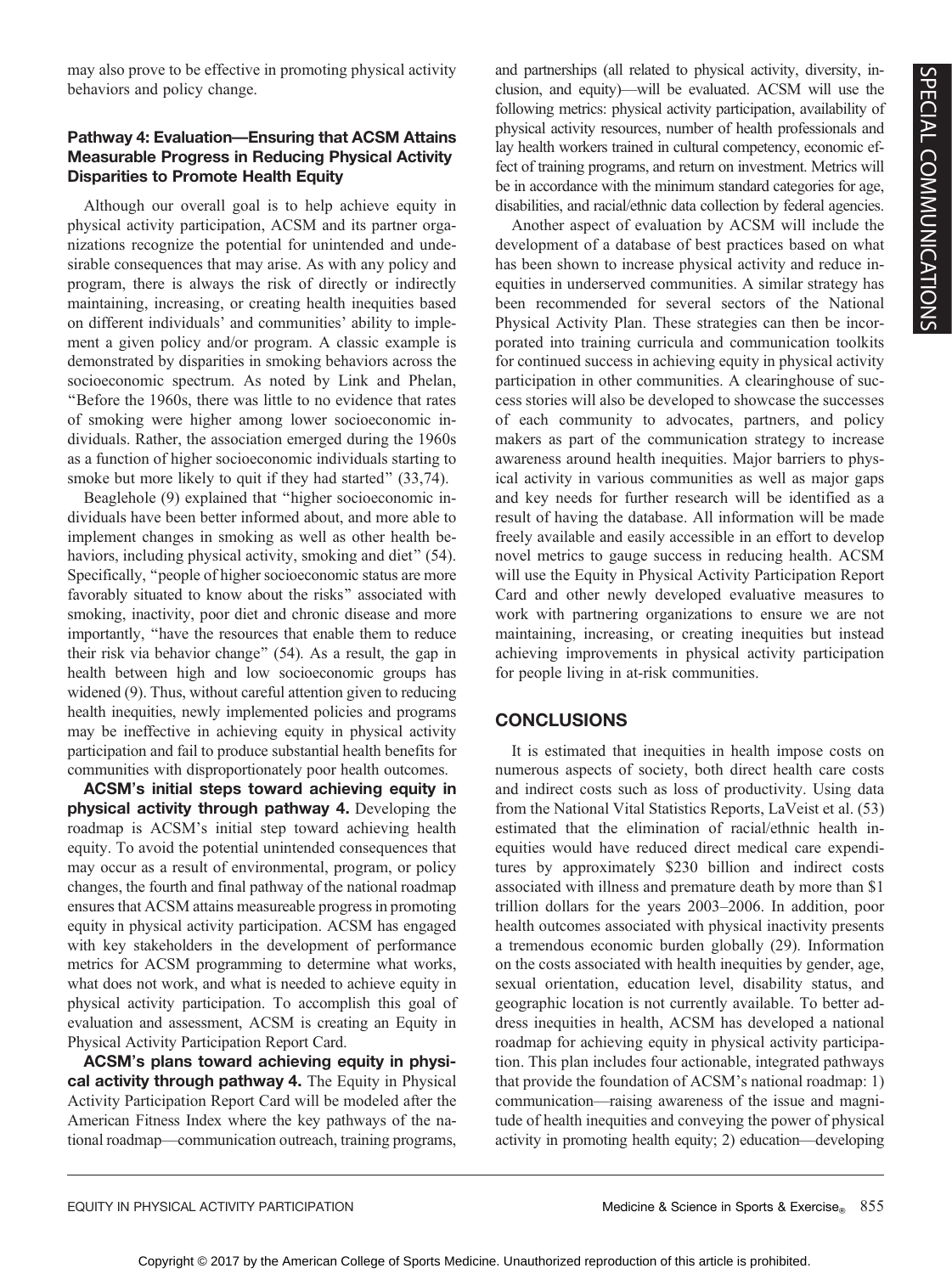may also prove to be effective in promoting physical activity behaviors and policy change.

### Pathway 4: Evaluation—Ensuring that ACSM Attains Measurable Progress in Reducing Physical Activity Disparities to Promote Health Equity

Although our overall goal is to help achieve equity in physical activity participation, ACSM and its partner organizations recognize the potential for unintended and undesirable consequences that may arise. As with any policy and program, there is always the risk of directly or indirectly maintaining, increasing, or creating health inequities based on different individuals' and communities' ability to implement a given policy and/or program. A classic example is demonstrated by disparities in smoking behaviors across the socioeconomic spectrum. As noted by Link and Phelan, "Before the 1960s, there was little to no evidence that rates of smoking were higher among lower socioeconomic individuals. Rather, the association emerged during the 1960s as a function of higher socioeconomic individuals starting to smoke but more likely to quit if they had started" (33,74).

Beaglehole (9) explained that "higher socioeconomic individuals have been better informed about, and more able to implement changes in smoking as well as other health behaviors, including physical activity, smoking and diet" (54). Specifically, "people of higher socioeconomic status are more favorably situated to know about the risks" associated with smoking, inactivity, poor diet and chronic disease and more importantly, "have the resources that enable them to reduce their risk via behavior change" (54). As a result, the gap in health between high and low socioeconomic groups has widened (9). Thus, without careful attention given to reducing health inequities, newly implemented policies and programs may be ineffective in achieving equity in physical activity participation and fail to produce substantial health benefits for communities with disproportionately poor health outcomes.

**ACSM's initial steps toward achieving equity in physical activity through pathway 4.** Developing the roadmap is ACSM's initial step toward achieving health equity. To avoid the potential unintended consequences that may occur as a result of environmental, program, or policy changes, the fourth and final pathway of the national roadmap ensures that ACSM attains measureable progress in promoting equity in physical activity participation. ACSM has engaged with key stakeholders in the development of performance metrics for ACSM programming to determine what works, what does not work, and what is needed to achieve equity in physical activity participation. To accomplish this goal of evaluation and assessment, ACSM is creating an Equity in Physical Activity Participation Report Card.

**ACSM's plans toward achieving equity in physical activity through pathway 4.** The Equity in Physical Activity Participation Report Card will be modeled after the American Fitness Index where the key pathways of the national roadmap—communication outreach, training programs, and partnerships (all related to physical activity, diversity, inclusion, and equity)—will be evaluated. ACSM will use the following metrics: physical activity participation, availability of physical activity resources, number of health professionals and lay health workers trained in cultural competency, economic effect of training programs, and return on investment. Metrics will be in accordance with the minimum standard categories for age, disabilities, and racial/ethnic data collection by federal agencies.

Another aspect of evaluation by ACSM will include the development of a database of best practices based on what has been shown to increase physical activity and reduce inequities in underserved communities. A similar strategy has been recommended for several sectors of the National Physical Activity Plan. These strategies can then be incorporated into training curricula and communication toolkits for continued success in achieving equity in physical activity participation in other communities. A clearinghouse of success stories will also be developed to showcase the successes of each community to advocates, partners, and policy makers as part of the communication strategy to increase awareness around health inequities. Major barriers to physical activity in various communities as well as major gaps and key needs for further research will be identified as a result of having the database. All information will be made freely available and easily accessible in an effort to develop novel metrics to gauge success in reducing health. ACSM will use the Equity in Physical Activity Participation Report Card and other newly developed evaluative measures to work with partnering organizations to ensure we are not maintaining, increasing, or creating inequities but instead achieving improvements in physical activity participation for people living in at-risk communities.

## CONCLUSIONS

It is estimated that inequities in health impose costs on numerous aspects of society, both direct health care costs and indirect costs such as loss of productivity. Using data from the National Vital Statistics Reports, LaVeist et al. (53) estimated that the elimination of racial/ethnic health inequities would have reduced direct medical care expenditures by approximately \$230 billion and indirect costs associated with illness and premature death by more than \$1 trillion dollars for the years 2003–2006. In addition, poor health outcomes associated with physical inactivity presents a tremendous economic burden globally (29). Information on the costs associated with health inequities by gender, age, sexual orientation, education level, disability status, and geographic location is not currently available. To better address inequities in health, ACSM has developed a national roadmap for achieving equity in physical activity participation. This plan includes four actionable, integrated pathways that provide the foundation of ACSM's national roadmap: 1) communication—raising awareness of the issue and magnitude of health inequities and conveying the power of physical activity in promoting health equity; 2) education—developing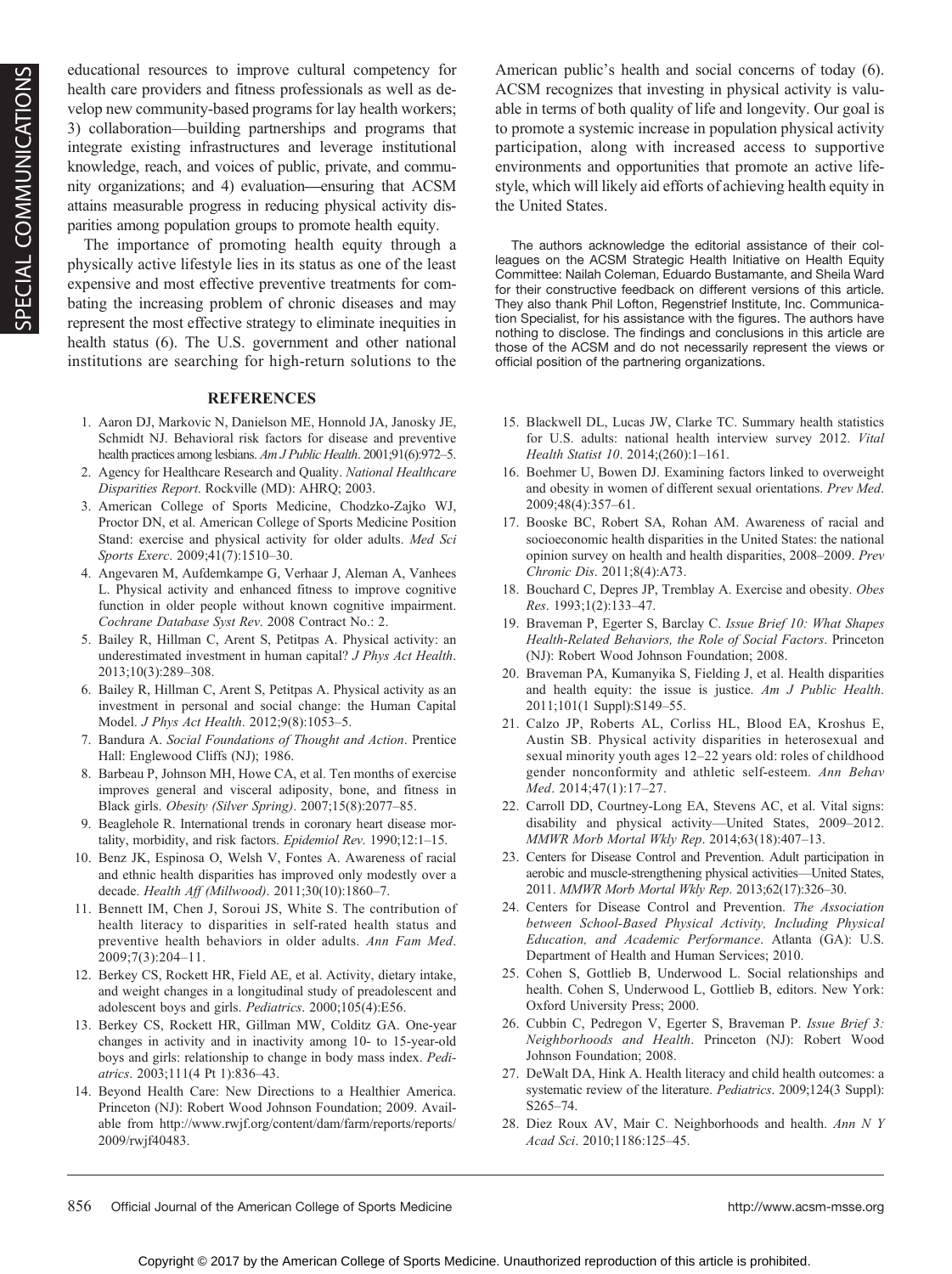educational resources to improve cultural competency for health care providers and fitness professionals as well as develop new community-based programs for lay health workers; 3) collaboration—building partnerships and programs that integrate existing infrastructures and leverage institutional knowledge, reach, and voices of public, private, and community organizations; and 4) evaluation—ensuring that ACSM attains measurable progress in reducing physical activity disparities among population groups to promote health equity.

The importance of promoting health equity through a physically active lifestyle lies in its status as one of the least expensive and most effective preventive treatments for combating the increasing problem of chronic diseases and may represent the most effective strategy to eliminate inequities in health status (6). The U.S. government and other national institutions are searching for high-return solutions to the American public's health and social concerns of today (6). ACSM recognizes that investing in physical activity is valuable in terms of both quality of life and longevity. Our goal is to promote a systemic increase in population physical activity participation, along with increased access to supportive environments and opportunities that promote an active lifestyle, which will likely aid efforts of achieving health equity in the United States.

The authors acknowledge the editorial assistance of their colleagues on the ACSM Strategic Health Initiative on Health Equity Committee: Nailah Coleman, Eduardo Bustamante, and Sheila Ward for their constructive feedback on different versions of this article. They also thank Phil Lofton, Regenstrief Institute, Inc. Communication Specialist, for his assistance with the figures. The authors have nothing to disclose. The findings and conclusions in this article are those of the ACSM and do not necessarily represent the views or official position of the partnering organizations.

## REFERENCES

1. Aaron DJ, Markovic N, Danielson ME, Honnold JA, Janosky JE, Schmidt NJ. Behavioral risk factors for disease and preventive health practices among lesbians. *Am J Public Health*. 2001;91(6):972–5.
2. Agency for Healthcare Research and Quality. *National Healthcare Disparities Report*. Rockville (MD): AHRQ; 2003.
3. American College of Sports Medicine, Chodzko-Zajko WJ, Proctor DN, et al. American College of Sports Medicine Position Stand: exercise and physical activity for older adults. *Med Sci Sports Exerc*. 2009;41(7):1510–30.
4. Angevaren M, Aufdemkampe G, Verhaar J, Aleman A, Vanhees L. Physical activity and enhanced fitness to improve cognitive function in older people without known cognitive impairment. *Cochrane Database Syst Rev*. 2008 Contract No.: 2.
5. Bailey R, Hillman C, Arent S, Petitpas A. Physical activity: an underestimated investment in human capital? *J Phys Act Health*. 2013;10(3):289–308.
6. Bailey R, Hillman C, Arent S, Petitpas A. Physical activity as an investment in personal and social change: the Human Capital Model. *J Phys Act Health*. 2012;9(8):1053–5.
7. Bandura A. *Social Foundations of Thought and Action*. Prentice Hall: Englewood Cliffs (NJ); 1986.
8. Barbeau P, Johnson MH, Howe CA, et al. Ten months of exercise improves general and visceral adiposity, bone, and fitness in Black girls. *Obesity (Silver Spring)*. 2007;15(8):2077–85.
9. Beaglehole R. International trends in coronary heart disease mortality, morbidity, and risk factors. *Epidemiol Rev*. 1990;12:1–15.
10. Benz JK, Espinosa O, Welsh V, Fontes A. Awareness of racial and ethnic health disparities has improved only modestly over a decade. *Health Aff (Millwood)*. 2011;30(10):1860–7.
11. Bennett IM, Chen J, Soroui JS, White S. The contribution of health literacy to disparities in self-rated health status and preventive health behaviors in older adults. *Ann Fam Med*. 2009;7(3):204–11.
12. Berkey CS, Rockett HR, Field AE, et al. Activity, dietary intake, and weight changes in a longitudinal study of preadolescent and adolescent boys and girls. *Pediatrics*. 2000;105(4):E56.
13. Berkey CS, Rockett HR, Gillman MW, Colditz GA. One-year changes in activity and in inactivity among 10- to 15-year-old boys and girls: relationship to change in body mass index. *Pediatrics*. 2003;111(4 Pt 1):836–43.
14. Beyond Health Care: New Directions to a Healthier America. Princeton (NJ): Robert Wood Johnson Foundation; 2009. Available from http://www.rwjf.org/content/dam/farm/reports/reports/2009/rwjf40483.
15. Blackwell DL, Lucas JW, Clarke TC. Summary health statistics for U.S. adults: national health interview survey 2012. *Vital Health Statist 10*. 2014;(260):1–161.
16. Boehmer U, Bowen DJ. Examining factors linked to overweight and obesity in women of different sexual orientations. *Prev Med*. 2009;48(4):357–61.
17. Booske BC, Robert SA, Rohan AM. Awareness of racial and socioeconomic health disparities in the United States: the national opinion survey on health and health disparities, 2008–2009. *Prev Chronic Dis*. 2011;8(4):A73.
18. Bouchard C, Depres JP, Tremblay A. Exercise and obesity. *Obes Res*. 1993;1(2):133–47.
19. Braveman P, Egerter S, Barclay C. *Issue Brief 10: What Shapes Health-Related Behaviors, the Role of Social Factors*. Princeton (NJ): Robert Wood Johnson Foundation; 2008.
20. Braveman PA, Kumanyika S, Fielding J, et al. Health disparities and health equity: the issue is justice. *Am J Public Health*. 2011;101(1 Suppl):S149–55.
21. Calzo JP, Roberts AL, Corliss HL, Blood EA, Kroshus E, Austin SB. Physical activity disparities in heterosexual and sexual minority youth ages 12–22 years old: roles of childhood gender nonconformity and athletic self-esteem. *Ann Behav Med*. 2014;47(1):17–27.
22. Carroll DD, Courtney-Long EA, Stevens AC, et al. Vital signs: disability and physical activity—United States, 2009–2012. *MMWR Morb Mortal Wkly Rep*. 2014;63(18):407–13.
23. Centers for Disease Control and Prevention. Adult participation in aerobic and muscle-strengthening physical activities—United States, 2011. *MMWR Morb Mortal Wkly Rep*. 2013;62(17):326–30.
24. Centers for Disease Control and Prevention. *The Association between School-Based Physical Activity, Including Physical Education, and Academic Performance*. Atlanta (GA): U.S. Department of Health and Human Services; 2010.
25. Cohen S, Gottlieb B, Underwood L. Social relationships and health. Cohen S, Underwood L, Gottlieb B, editors. New York: Oxford University Press; 2000.
26. Cubbin C, Pedregon V, Egerter S, Braveman P. *Issue Brief 3: Neighborhoods and Health*. Princeton (NJ): Robert Wood Johnson Foundation; 2008.
27. DeWalt DA, Hink A. Health literacy and child health outcomes: a systematic review of the literature. *Pediatrics*. 2009;124(3 Suppl):S265–74.
28. Diez Roux AV, Mair C. Neighborhoods and health. *Ann N Y Acad Sci*. 2010;1186:125–45.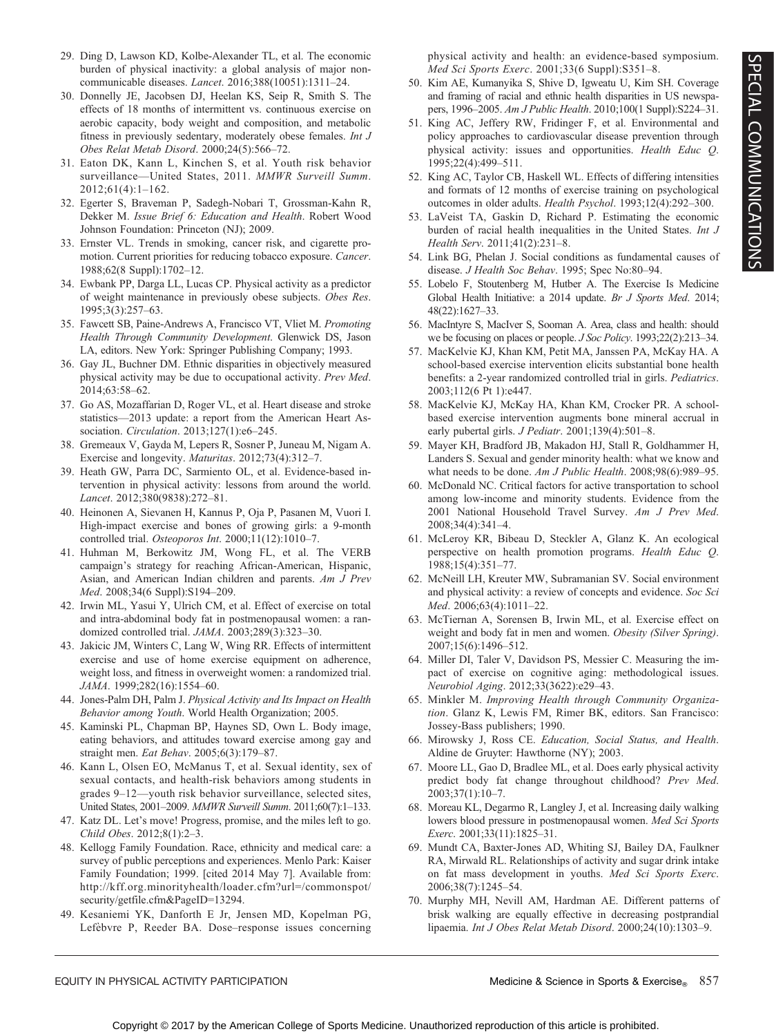29. Ding D, Lawson KD, Kolbe-Alexander TL, et al. The economic burden of physical inactivity: a global analysis of major non-communicable diseases. *Lancet*. 2016;388(10051):1311–24.
30. Donnelly JE, Jacobsen DJ, Heelan KS, Seip R, Smith S. The effects of 18 months of intermittent vs. continuous exercise on aerobic capacity, body weight and composition, and metabolic fitness in previously sedentary, moderately obese females. *Int J Obes Relat Metab Disord*. 2000;24(5):566–72.
31. Eaton DK, Kann L, Kinchen S, et al. Youth risk behavior surveillance—United States, 2011. *MMWR Surveill Summ*. 2012;61(4):1–162.
32. Egerter S, Braveman P, Sadegh-Nobari T, Grossman-Kahn R, Dekker M. *Issue Brief 6: Education and Health*. Robert Wood Johnson Foundation: Princeton (NJ); 2009.
33. Ernster VL. Trends in smoking, cancer risk, and cigarette promotion. Current priorities for reducing tobacco exposure. *Cancer*. 1988;62(8 Suppl):1702–12.
34. Ewbank PP, Darga LL, Lucas CP. Physical activity as a predictor of weight maintenance in previously obese subjects. *Obes Res*. 1995;3(3):257–63.
35. Fawcett SB, Paine-Andrews A, Francisco VT, Vliet M. *Promoting Health Through Community Development*. Glenwick DS, Jason LA, editors. New York: Springer Publishing Company; 1993.
36. Gay JL, Buchner DM. Ethnic disparities in objectively measured physical activity may be due to occupational activity. *Prev Med*. 2014;63:58–62.
37. Go AS, Mozaffarian D, Roger VL, et al. Heart disease and stroke statistics—2013 update: a report from the American Heart Association. *Circulation*. 2013;127(1):e6–245.
38. Gremeaux V, Gayda M, Lepers R, Sosner P, Juneau M, Nigam A. Exercise and longevity. *Maturitas*. 2012;73(4):312–7.
39. Heath GW, Parra DC, Sarmiento OL, et al. Evidence-based intervention in physical activity: lessons from around the world. *Lancet*. 2012;380(9838):272–81.
40. Heinonen A, Sievanen H, Kannus P, Oja P, Pasanen M, Vuori I. High-impact exercise and bones of growing girls: a 9-month controlled trial. *Osteoporos Int*. 2000;11(12):1010–7.
41. Huhman M, Berkowitz JM, Wong FL, et al. The VERB campaign's strategy for reaching African-American, Hispanic, Asian, and American Indian children and parents. *Am J Prev Med*. 2008;34(6 Suppl):S194–209.
42. Irwin ML, Yasui Y, Ulrich CM, et al. Effect of exercise on total and intra-abdominal body fat in postmenopausal women: a randomized controlled trial. *JAMA*. 2003;289(3):323–30.
43. Jakicic JM, Winters C, Lang W, Wing RR. Effects of intermittent exercise and use of home exercise equipment on adherence, weight loss, and fitness in overweight women: a randomized trial. *JAMA*. 1999;282(16):1554–60.
44. Jones-Palm DH, Palm J. *Physical Activity and Its Impact on Health Behavior among Youth*. World Health Organization; 2005.
45. Kaminski PL, Chapman BP, Haynes SD, Own L. Body image, eating behaviors, and attitudes toward exercise among gay and straight men. *Eat Behav*. 2005;6(3):179–87.
46. Kann L, Olsen EO, McManus T, et al. Sexual identity, sex of sexual contacts, and health-risk behaviors among students in grades 9–12—youth risk behavior surveillance, selected sites, United States, 2001–2009. *MMWR Surveill Summ*. 2011;60(7):1–133.
47. Katz DL. Let's move! Progress, promise, and the miles left to go. *Child Obes*. 2012;8(1):2–3.
48. Kellogg Family Foundation. Race, ethnicity and medical care: a survey of public perceptions and experiences. Menlo Park: Kaiser Family Foundation; 1999. [cited 2014 May 7]. Available from: http://kff.org.minorityhealth/loader.cfm?url=/commonspot/security/getfile.cfm&PageID=13294.
49. Kesaniemi YK, Danforth E Jr, Jensen MD, Kopelman PG, Lefèbvre P, Reeder BA. Dose–response issues concerning physical activity and health: an evidence-based symposium. *Med Sci Sports Exerc*. 2001;33(6 Suppl):S351–8.
50. Kim AE, Kumanyika S, Shive D, Igweatu U, Kim SH. Coverage and framing of racial and ethnic health disparities in US newspapers, 1996–2005. *Am J Public Health*. 2010;100(1 Suppl):S224–31.
51. King AC, Jeffery RW, Fridinger F, et al. Environmental and policy approaches to cardiovascular disease prevention through physical activity: issues and opportunities. *Health Educ Q*. 1995;22(4):499–511.
52. King AC, Taylor CB, Haskell WL. Effects of differing intensities and formats of 12 months of exercise training on psychological outcomes in older adults. *Health Psychol*. 1993;12(4):292–300.
53. LaVeist TA, Gaskin D, Richard P. Estimating the economic burden of racial health inequalities in the United States. *Int J Health Serv*. 2011;41(2):231–8.
54. Link BG, Phelan J. Social conditions as fundamental causes of disease. *J Health Soc Behav*. 1995; Spec No:80–94.
55. Lobelo F, Stoutenberg M, Hutber A. The Exercise Is Medicine Global Health Initiative: a 2014 update. *Br J Sports Med*. 2014;48(22):1627–33.
56. MacIntyre S, MacIver S, Sooman A. Area, class and health: should we be focusing on places or people. *J Soc Policy*. 1993;22(2):213–34.
57. MacKelvie KJ, Khan KM, Petit MA, Janssen PA, McKay HA. A school-based exercise intervention elicits substantial bone health benefits: a 2-year randomized controlled trial in girls. *Pediatrics*. 2003;112(6 Pt 1):e447.
58. MacKelvie KJ, McKay HA, Khan KM, Crocker PR. A school-based exercise intervention augments bone mineral accrual in early pubertal girls. *J Pediatr*. 2001;139(4):501–8.
59. Mayer KH, Bradford JB, Makadon HJ, Stall R, Goldhammer H, Landers S. Sexual and gender minority health: what we know and what needs to be done. *Am J Public Health*. 2008;98(6):989–95.
60. McDonald NC. Critical factors for active transportation to school among low-income and minority students. Evidence from the 2001 National Household Travel Survey. *Am J Prev Med*. 2008;34(4):341–4.
61. McLeroy KR, Bibeau D, Steckler A, Glanz K. An ecological perspective on health promotion programs. *Health Educ Q*. 1988;15(4):351–77.
62. McNeill LH, Kreuter MW, Subramanian SV. Social environment and physical activity: a review of concepts and evidence. *Soc Sci Med*. 2006;63(4):1011–22.
63. McTiernan A, Sorensen B, Irwin ML, et al. Exercise effect on weight and body fat in men and women. *Obesity (Silver Spring)*. 2007;15(6):1496–512.
64. Miller DI, Taler V, Davidson PS, Messier C. Measuring the impact of exercise on cognitive aging: methodological issues. *Neurobiol Aging*. 2012;33(3622):e29–43.
65. Minkler M. *Improving Health through Community Organization*. Glanz K, Lewis FM, Rimer BK, editors. San Francisco: Jossey-Bass publishers; 1990.
66. Mirowsky J, Ross CE. *Education, Social Status, and Health*. Aldine de Gruyter: Hawthorne (NY); 2003.
67. Moore LL, Gao D, Bradlee ML, et al. Does early physical activity predict body fat change throughout childhood? *Prev Med*. 2003;37(1):10–7.
68. Moreau KL, Degarmo R, Langley J, et al. Increasing daily walking lowers blood pressure in postmenopausal women. *Med Sci Sports Exerc*. 2001;33(11):1825–31.
69. Mundt CA, Baxter-Jones AD, Whiting SJ, Bailey DA, Faulkner RA, Mirwald RL. Relationships of activity and sugar drink intake on fat mass development in youths. *Med Sci Sports Exerc*. 2006;38(7):1245–54.
70. Murphy MH, Nevill AM, Hardman AE. Different patterns of brisk walking are equally effective in decreasing postprandial lipaemia. *Int J Obes Relat Metab Disord*. 2000;24(10):1303–9.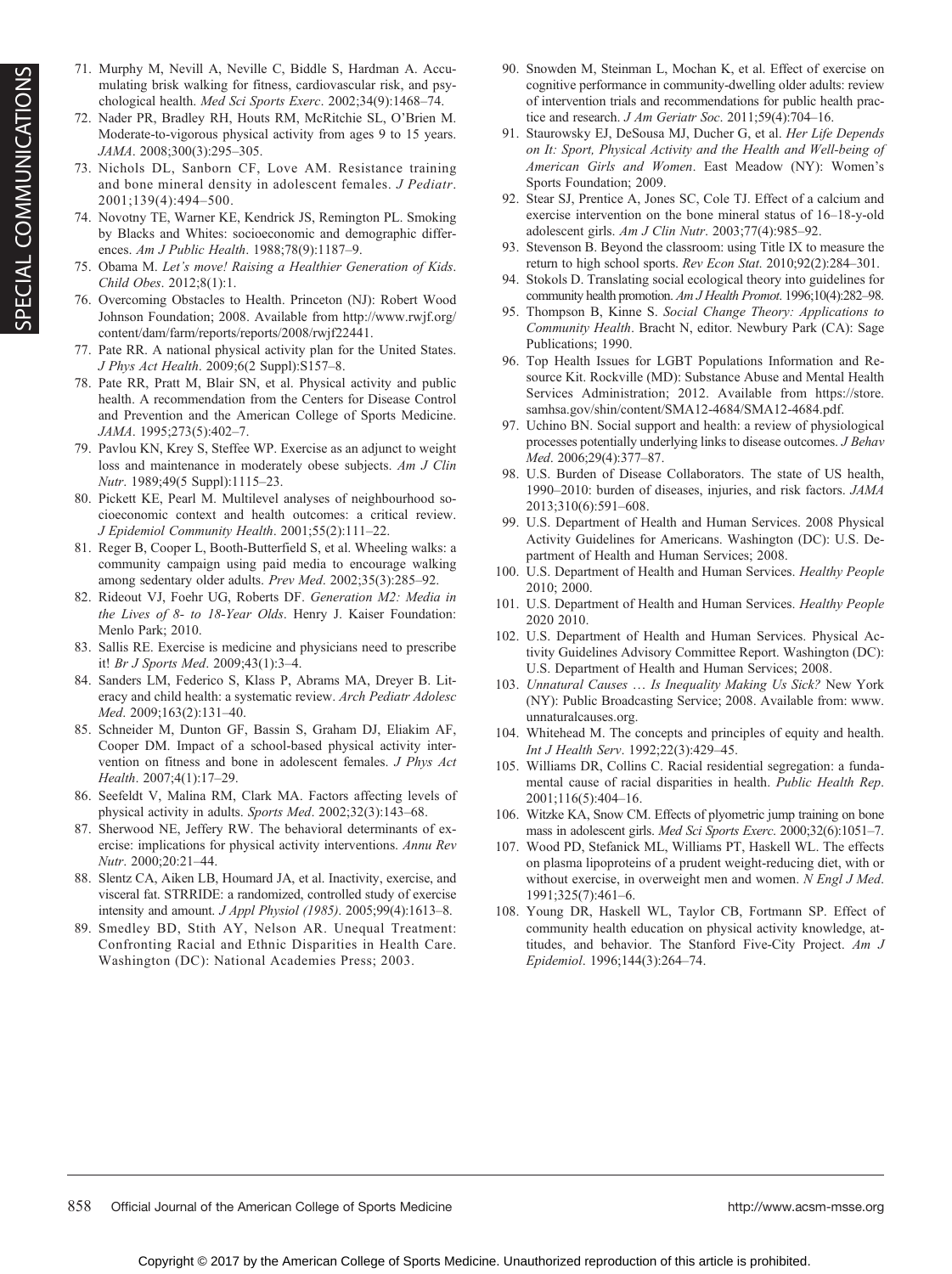71. Murphy M, Nevill A, Neville C, Biddle S, Hardman A. Accumulating brisk walking for fitness, cardiovascular risk, and psychological health. *Med Sci Sports Exerc*. 2002;34(9):1468–74.
72. Nader PR, Bradley RH, Houts RM, McRitchie SL, O'Brien M. Moderate-to-vigorous physical activity from ages 9 to 15 years. *JAMA*. 2008;300(3):295–305.
73. Nichols DL, Sanborn CF, Love AM. Resistance training and bone mineral density in adolescent females. *J Pediatr*. 2001;139(4):494–500.
74. Novotny TE, Warner KE, Kendrick JS, Remington PL. Smoking by Blacks and Whites: socioeconomic and demographic differences. *Am J Public Health*. 1988;78(9):1187–9.
75. Obama M. *Let's move! Raising a Healthier Generation of Kids*. *Child Obes*. 2012;8(1):1.
76. Overcoming Obstacles to Health. Princeton (NJ): Robert Wood Johnson Foundation; 2008. Available from http://www.rwjf.org/content/dam/farm/reports/reports/2008/rwjf22441.
77. Pate RR. A national physical activity plan for the United States. *J Phys Act Health*. 2009;6(2 Suppl):S157–8.
78. Pate RR, Pratt M, Blair SN, et al. Physical activity and public health. A recommendation from the Centers for Disease Control and Prevention and the American College of Sports Medicine. *JAMA*. 1995;273(5):402–7.
79. Pavlou KN, Krey S, Steffee WP. Exercise as an adjunct to weight loss and maintenance in moderately obese subjects. *Am J Clin Nutr*. 1989;49(5 Suppl):1115–23.
80. Pickett KE, Pearl M. Multilevel analyses of neighbourhood socioeconomic context and health outcomes: a critical review. *J Epidemiol Community Health*. 2001;55(2):111–22.
81. Reger B, Cooper L, Booth-Butterfield S, et al. Wheeling walks: a community campaign using paid media to encourage walking among sedentary older adults. *Prev Med*. 2002;35(3):285–92.
82. Rideout VJ, Foehr UG, Roberts DF. *Generation M2: Media in the Lives of 8- to 18-Year Olds*. Henry J. Kaiser Foundation: Menlo Park; 2010.
83. Sallis RE. Exercise is medicine and physicians need to prescribe it! *Br J Sports Med*. 2009;43(1):3–4.
84. Sanders LM, Federico S, Klass P, Abrams MA, Dreyer B. Literacy and child health: a systematic review. *Arch Pediatr Adolesc Med*. 2009;163(2):131–40.
85. Schneider M, Dunton GF, Bassin S, Graham DJ, Eliakim AF, Cooper DM. Impact of a school-based physical activity intervention on fitness and bone in adolescent females. *J Phys Act Health*. 2007;4(1):17–29.
86. Seefeldt V, Malina RM, Clark MA. Factors affecting levels of physical activity in adults. *Sports Med*. 2002;32(3):143–68.
87. Sherwood NE, Jeffery RW. The behavioral determinants of exercise: implications for physical activity interventions. *Annu Rev Nutr*. 2000;20:21–44.
88. Slentz CA, Aiken LB, Houmard JA, et al. Inactivity, exercise, and visceral fat. STRRIDE: a randomized, controlled study of exercise intensity and amount. *J Appl Physiol (1985)*. 2005;99(4):1613–8.
89. Smedley BD, Stith AY, Nelson AR. Unequal Treatment: Confronting Racial and Ethnic Disparities in Health Care. Washington (DC): National Academies Press; 2003.
90. Snowden M, Steinman L, Mochan K, et al. Effect of exercise on cognitive performance in community-dwelling older adults: review of intervention trials and recommendations for public health practice and research. *J Am Geriatr Soc*. 2011;59(4):704–16.
91. Staurowsky EJ, DeSousa MJ, Ducher G, et al. *Her Life Depends on It: Sport, Physical Activity and the Health and Well-being of American Girls and Women*. East Meadow (NY): Women's Sports Foundation; 2009.
92. Stear SJ, Prentice A, Jones SC, Cole TJ. Effect of a calcium and exercise intervention on the bone mineral status of 16–18-y-old adolescent girls. *Am J Clin Nutr*. 2003;77(4):985–92.
93. Stevenson B. Beyond the classroom: using Title IX to measure the return to high school sports. *Rev Econ Stat*. 2010;92(2):284–301.
94. Stokols D. Translating social ecological theory into guidelines for community health promotion. *Am J Health Promot*. 1996;10(4):282–98.
95. Thompson B, Kinne S. *Social Change Theory: Applications to Community Health*. Bracht N, editor. Newbury Park (CA): Sage Publications; 1990.
96. Top Health Issues for LGBT Populations Information and Resource Kit. Rockville (MD): Substance Abuse and Mental Health Services Administration; 2012. Available from https://store.samhsa.gov/shin/content/SMA12-4684/SMA12-4684.pdf.
97. Uchino BN. Social support and health: a review of physiological processes potentially underlying links to disease outcomes. *J Behav Med*. 2006;29(4):377–87.
98. U.S. Burden of Disease Collaborators. The state of US health, 1990–2010: burden of diseases, injuries, and risk factors. *JAMA* 2013;310(6):591–608.
99. U.S. Department of Health and Human Services. 2008 Physical Activity Guidelines for Americans. Washington (DC): U.S. Department of Health and Human Services; 2008.
100. U.S. Department of Health and Human Services. *Healthy People* 2010; 2000.
101. U.S. Department of Health and Human Services. *Healthy People* 2020 2010.
102. U.S. Department of Health and Human Services. Physical Activity Guidelines Advisory Committee Report. Washington (DC): U.S. Department of Health and Human Services; 2008.
103. *Unnatural Causes … Is Inequality Making Us Sick?* New York (NY): Public Broadcasting Service; 2008. Available from: www.unnaturalcauses.org.
104. Whitehead M. The concepts and principles of equity and health. *Int J Health Serv*. 1992;22(3):429–45.
105. Williams DR, Collins C. Racial residential segregation: a fundamental cause of racial disparities in health. *Public Health Rep*. 2001;116(5):404–16.
106. Witzke KA, Snow CM. Effects of plyometric jump training on bone mass in adolescent girls. *Med Sci Sports Exerc*. 2000;32(6):1051–7.
107. Wood PD, Stefanick ML, Williams PT, Haskell WL. The effects on plasma lipoproteins of a prudent weight-reducing diet, with or without exercise, in overweight men and women. *N Engl J Med*. 1991;325(7):461–6.
108. Young DR, Haskell WL, Taylor CB, Fortmann SP. Effect of community health education on physical activity knowledge, attitudes, and behavior. The Stanford Five-City Project. *Am J Epidemiol*. 1996;144(3):264–74.